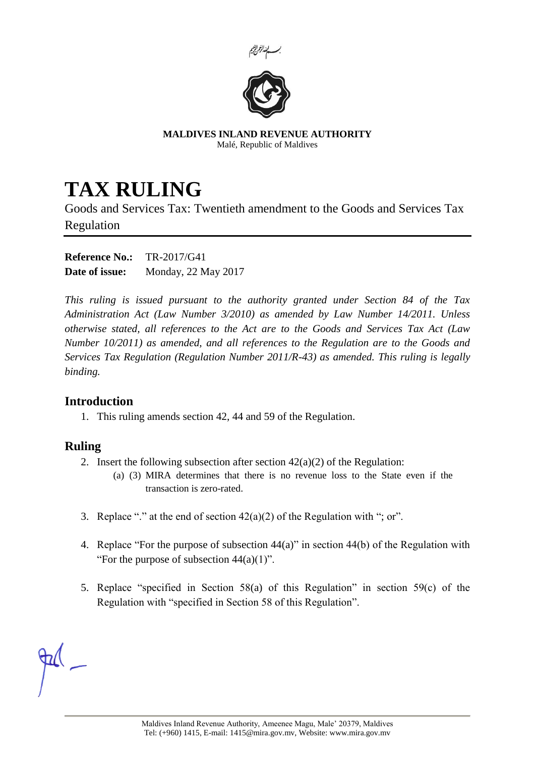بسم الله الرحمن الرحيم

**MALDIVES INLAND REVENUE AUTHORITY**
Malé, Republic of Maldives

# TAX RULING

Goods and Services Tax: Twentieth amendment to the Goods and Services Tax Regulation

**Reference No.:** TR-2017/G41
**Date of issue:** Monday, 22 May 2017

*This ruling is issued pursuant to the authority granted under Section 84 of the Tax Administration Act (Law Number 3/2010) as amended by Law Number 14/2011. Unless otherwise stated, all references to the Act are to the Goods and Services Tax Act (Law Number 10/2011) as amended, and all references to the Regulation are to the Goods and Services Tax Regulation (Regulation Number 2011/R-43) as amended. This ruling is legally binding.*

## Introduction

1. This ruling amends section 42, 44 and 59 of the Regulation.

## Ruling

2. Insert the following subsection after section 42(a)(2) of the Regulation:
   (a) (3) MIRA determines that there is no revenue loss to the State even if the transaction is zero-rated.

3. Replace "." at the end of section 42(a)(2) of the Regulation with "; or".

4. Replace "For the purpose of subsection 44(a)" in section 44(b) of the Regulation with "For the purpose of subsection 44(a)(1)".

5. Replace "specified in Section 58(a) of this Regulation" in section 59(c) of the Regulation with "specified in Section 58 of this Regulation".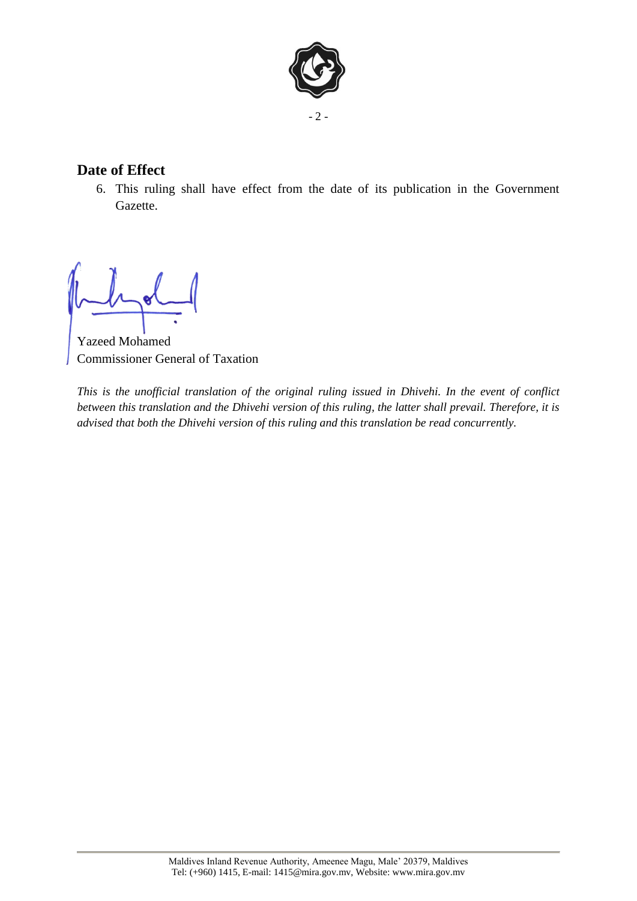## Date of Effect

6. This ruling shall have effect from the date of its publication in the Government Gazette.

Yazeed Mohamed
Commissioner General of Taxation

*This is the unofficial translation of the original ruling issued in Dhivehi. In the event of conflict between this translation and the Dhivehi version of this ruling, the latter shall prevail. Therefore, it is advised that both the Dhivehi version of this ruling and this translation be read concurrently.*